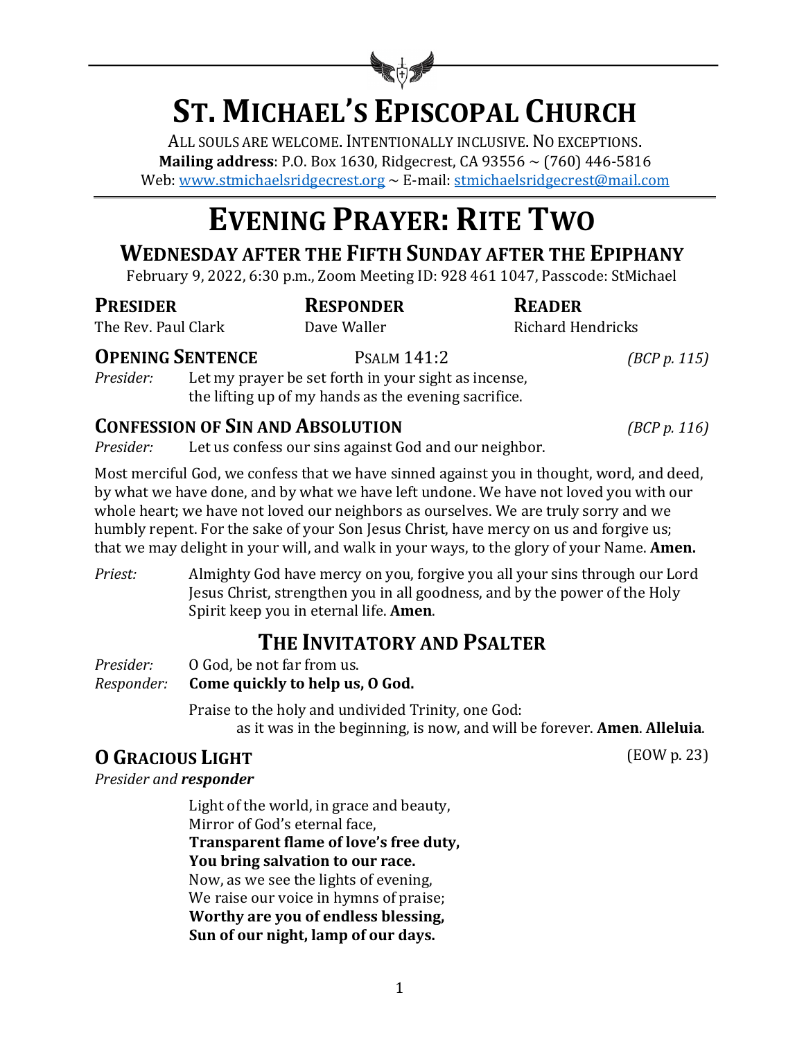# ST. MICHAEL'S EPISCOPAL CHURCH

ALL SOULS ARE WELCOME. INTENTIONALLY INCLUSIVE. NO EXCEPTIONS.
**Mailing address**: P.O. Box 1630, Ridgecrest, CA 93556 ~ (760) 446-5816
Web: www.stmichaelsridgecrest.org ~ E-mail: stmichaelsridgecrest@mail.com

# EVENING PRAYER: RITE TWO

## WEDNESDAY AFTER THE FIFTH SUNDAY AFTER THE EPIPHANY

February 9, 2022, 6:30 p.m., Zoom Meeting ID: 928 461 1047, Passcode: StMichael

| PRESIDER | RESPONDER | READER |
|---|---|---|
| The Rev. Paul Clark | Dave Waller | Richard Hendricks |

### OPENING SENTENCE — PSALM 141:2 *(BCP p. 115)*

*Presider:* Let my prayer be set forth in your sight as incense,
the lifting up of my hands as the evening sacrifice.

### CONFESSION OF SIN AND ABSOLUTION *(BCP p. 116)*

*Presider:* Let us confess our sins against God and our neighbor.

Most merciful God, we confess that we have sinned against you in thought, word, and deed, by what we have done, and by what we have left undone. We have not loved you with our whole heart; we have not loved our neighbors as ourselves. We are truly sorry and we humbly repent. For the sake of your Son Jesus Christ, have mercy on us and forgive us; that we may delight in your will, and walk in your ways, to the glory of your Name. **Amen.**

*Priest:* Almighty God have mercy on you, forgive you all your sins through our Lord Jesus Christ, strengthen you in all goodness, and by the power of the Holy Spirit keep you in eternal life. **Amen**.

## THE INVITATORY AND PSALTER

*Presider:* O God, be not far from us.
*Responder:* **Come quickly to help us, O God.**

Praise to the holy and undivided Trinity, one God:
as it was in the beginning, is now, and will be forever. **Amen**. **Alleluia**.

### O GRACIOUS LIGHT (EOW p. 23)

*Presider and* ***responder***

Light of the world, in grace and beauty,
Mirror of God's eternal face,
**Transparent flame of love's free duty,**
**You bring salvation to our race.**
Now, as we see the lights of evening,
We raise our voice in hymns of praise;
**Worthy are you of endless blessing,**
**Sun of our night, lamp of our days.**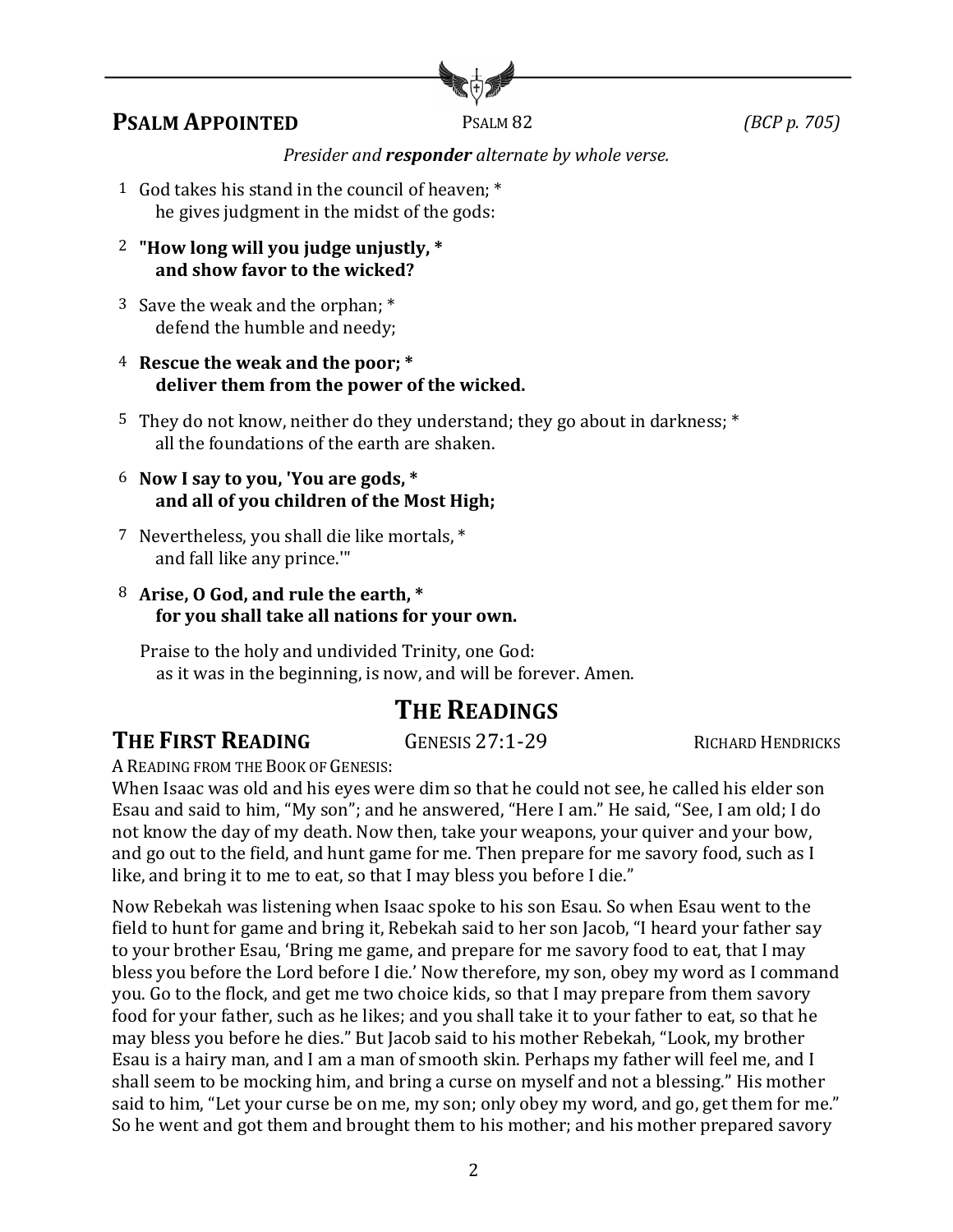## **Psalm Appointed** Psalm 82 *(BCP p. 705)*

*Presider and* ***responder*** *alternate by whole verse.*

1 God takes his stand in the council of heaven; *
he gives judgment in the midst of the gods:

2 **"How long will you judge unjustly, *
and show favor to the wicked?**

3 Save the weak and the orphan; *
defend the humble and needy;

4 **Rescue the weak and the poor; *
deliver them from the power of the wicked.**

5 They do not know, neither do they understand; they go about in darkness; *
all the foundations of the earth are shaken.

6 **Now I say to you, 'You are gods, *
and all of you children of the Most High;**

7 Nevertheless, you shall die like mortals, *
and fall like any prince.'"

8 **Arise, O God, and rule the earth, *
for you shall take all nations for your own.**

Praise to the holy and undivided Trinity, one God:
as it was in the beginning, is now, and will be forever. Amen.

# The Readings

## **The First Reading** Genesis 27:1-29 Richard Hendricks

A Reading from the Book of Genesis:

When Isaac was old and his eyes were dim so that he could not see, he called his elder son Esau and said to him, "My son"; and he answered, "Here I am." He said, "See, I am old; I do not know the day of my death. Now then, take your weapons, your quiver and your bow, and go out to the field, and hunt game for me. Then prepare for me savory food, such as I like, and bring it to me to eat, so that I may bless you before I die."

Now Rebekah was listening when Isaac spoke to his son Esau. So when Esau went to the field to hunt for game and bring it, Rebekah said to her son Jacob, "I heard your father say to your brother Esau, 'Bring me game, and prepare for me savory food to eat, that I may bless you before the Lord before I die.' Now therefore, my son, obey my word as I command you. Go to the flock, and get me two choice kids, so that I may prepare from them savory food for your father, such as he likes; and you shall take it to your father to eat, so that he may bless you before he dies." But Jacob said to his mother Rebekah, "Look, my brother Esau is a hairy man, and I am a man of smooth skin. Perhaps my father will feel me, and I shall seem to be mocking him, and bring a curse on myself and not a blessing." His mother said to him, "Let your curse be on me, my son; only obey my word, and go, get them for me." So he went and got them and brought them to his mother; and his mother prepared savory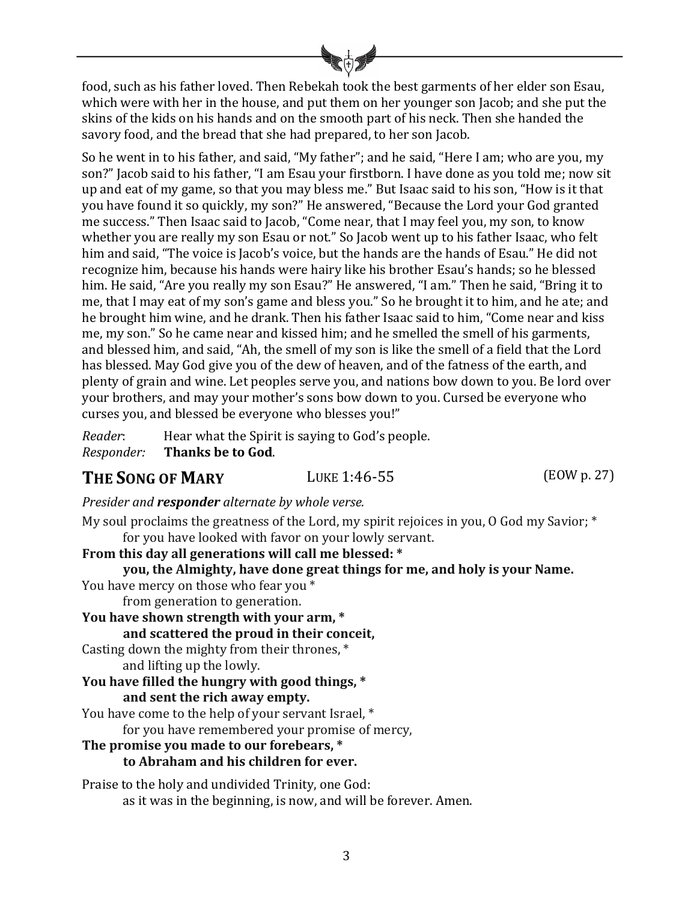food, such as his father loved. Then Rebekah took the best garments of her elder son Esau, which were with her in the house, and put them on her younger son Jacob; and she put the skins of the kids on his hands and on the smooth part of his neck. Then she handed the savory food, and the bread that she had prepared, to her son Jacob.

So he went in to his father, and said, "My father"; and he said, "Here I am; who are you, my son?" Jacob said to his father, "I am Esau your firstborn. I have done as you told me; now sit up and eat of my game, so that you may bless me." But Isaac said to his son, "How is it that you have found it so quickly, my son?" He answered, "Because the Lord your God granted me success." Then Isaac said to Jacob, "Come near, that I may feel you, my son, to know whether you are really my son Esau or not." So Jacob went up to his father Isaac, who felt him and said, "The voice is Jacob's voice, but the hands are the hands of Esau." He did not recognize him, because his hands were hairy like his brother Esau's hands; so he blessed him. He said, "Are you really my son Esau?" He answered, "I am." Then he said, "Bring it to me, that I may eat of my son's game and bless you." So he brought it to him, and he ate; and he brought him wine, and he drank. Then his father Isaac said to him, "Come near and kiss me, my son." So he came near and kissed him; and he smelled the smell of his garments, and blessed him, and said, "Ah, the smell of my son is like the smell of a field that the Lord has blessed. May God give you of the dew of heaven, and of the fatness of the earth, and plenty of grain and wine. Let peoples serve you, and nations bow down to you. Be lord over your brothers, and may your mother's sons bow down to you. Cursed be everyone who curses you, and blessed be everyone who blesses you!"

*Reader*: Hear what the Spirit is saying to God's people.
*Responder:* **Thanks be to God**.

## THE SONG OF MARY — LUKE 1:46-55 (EOW p. 27)

*Presider and **responder** alternate by whole verse.*

My soul proclaims the greatness of the Lord, my spirit rejoices in you, O God my Savior; *
  for you have looked with favor on your lowly servant.
**From this day all generations will call me blessed: ***
  **you, the Almighty, have done great things for me, and holy is your Name.**
You have mercy on those who fear you *
  from generation to generation.
**You have shown strength with your arm, ***
  **and scattered the proud in their conceit,**
Casting down the mighty from their thrones, *
  and lifting up the lowly.
**You have filled the hungry with good things, ***
  **and sent the rich away empty.**
You have come to the help of your servant Israel, *
  for you have remembered your promise of mercy,
**The promise you made to our forebears, ***
  **to Abraham and his children for ever.**

Praise to the holy and undivided Trinity, one God:
  as it was in the beginning, is now, and will be forever. Amen.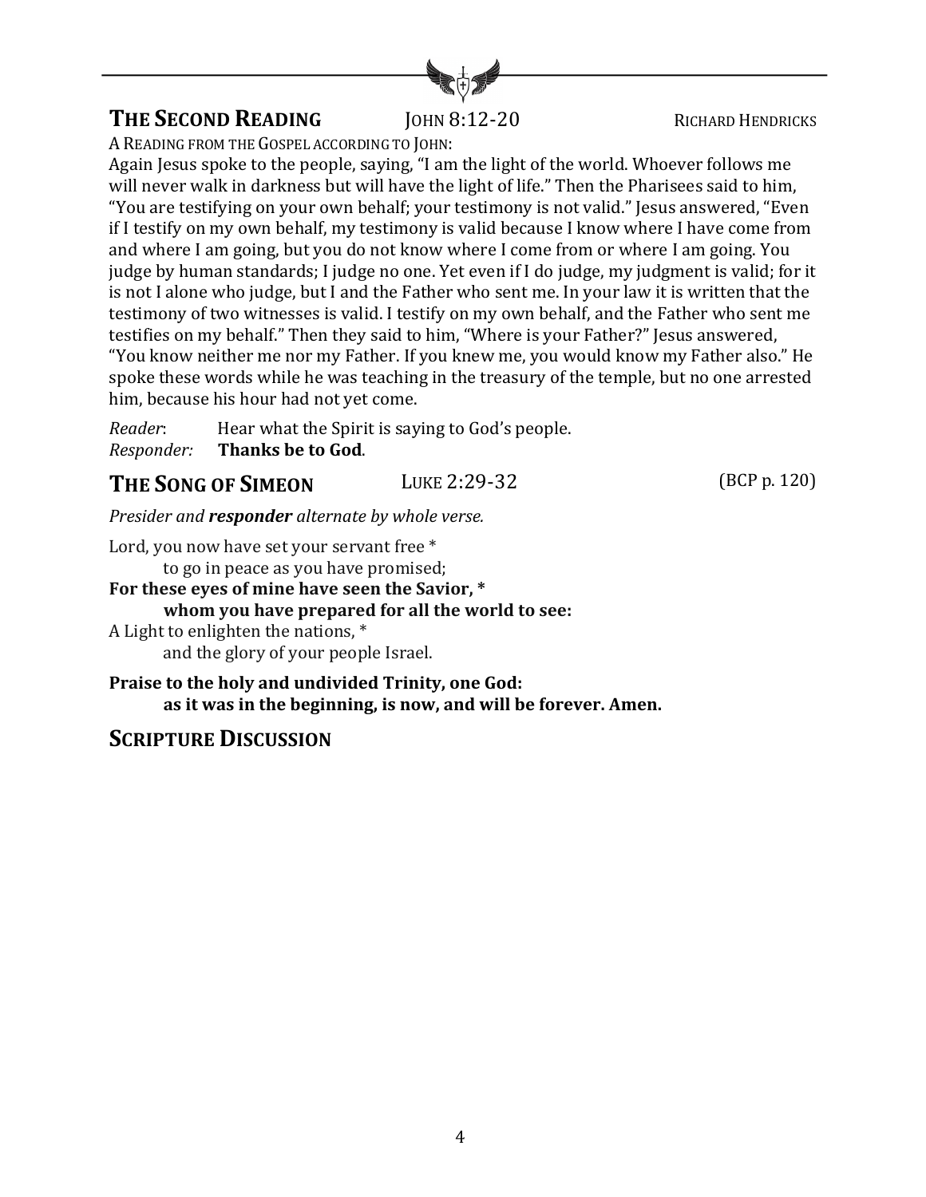## THE SECOND READING — JOHN 8:12-20 — RICHARD HENDRICKS

A READING FROM THE GOSPEL ACCORDING TO JOHN:

Again Jesus spoke to the people, saying, "I am the light of the world. Whoever follows me will never walk in darkness but will have the light of life." Then the Pharisees said to him, "You are testifying on your own behalf; your testimony is not valid." Jesus answered, "Even if I testify on my own behalf, my testimony is valid because I know where I have come from and where I am going, but you do not know where I come from or where I am going. You judge by human standards; I judge no one. Yet even if I do judge, my judgment is valid; for it is not I alone who judge, but I and the Father who sent me. In your law it is written that the testimony of two witnesses is valid. I testify on my own behalf, and the Father who sent me testifies on my behalf." Then they said to him, "Where is your Father?" Jesus answered, "You know neither me nor my Father. If you knew me, you would know my Father also." He spoke these words while he was teaching in the treasury of the temple, but no one arrested him, because his hour had not yet come.

*Reader*: Hear what the Spirit is saying to God's people.
*Responder:* **Thanks be to God**.

## THE SONG OF SIMEON — LUKE 2:29-32 — (BCP p. 120)

*Presider and **responder** alternate by whole verse.*

Lord, you now have set your servant free *
  to go in peace as you have promised;
**For these eyes of mine have seen the Savior, ***
  **whom you have prepared for all the world to see:**
A Light to enlighten the nations, *
  and the glory of your people Israel.

**Praise to the holy and undivided Trinity, one God:**
  **as it was in the beginning, is now, and will be forever. Amen.**

## SCRIPTURE DISCUSSION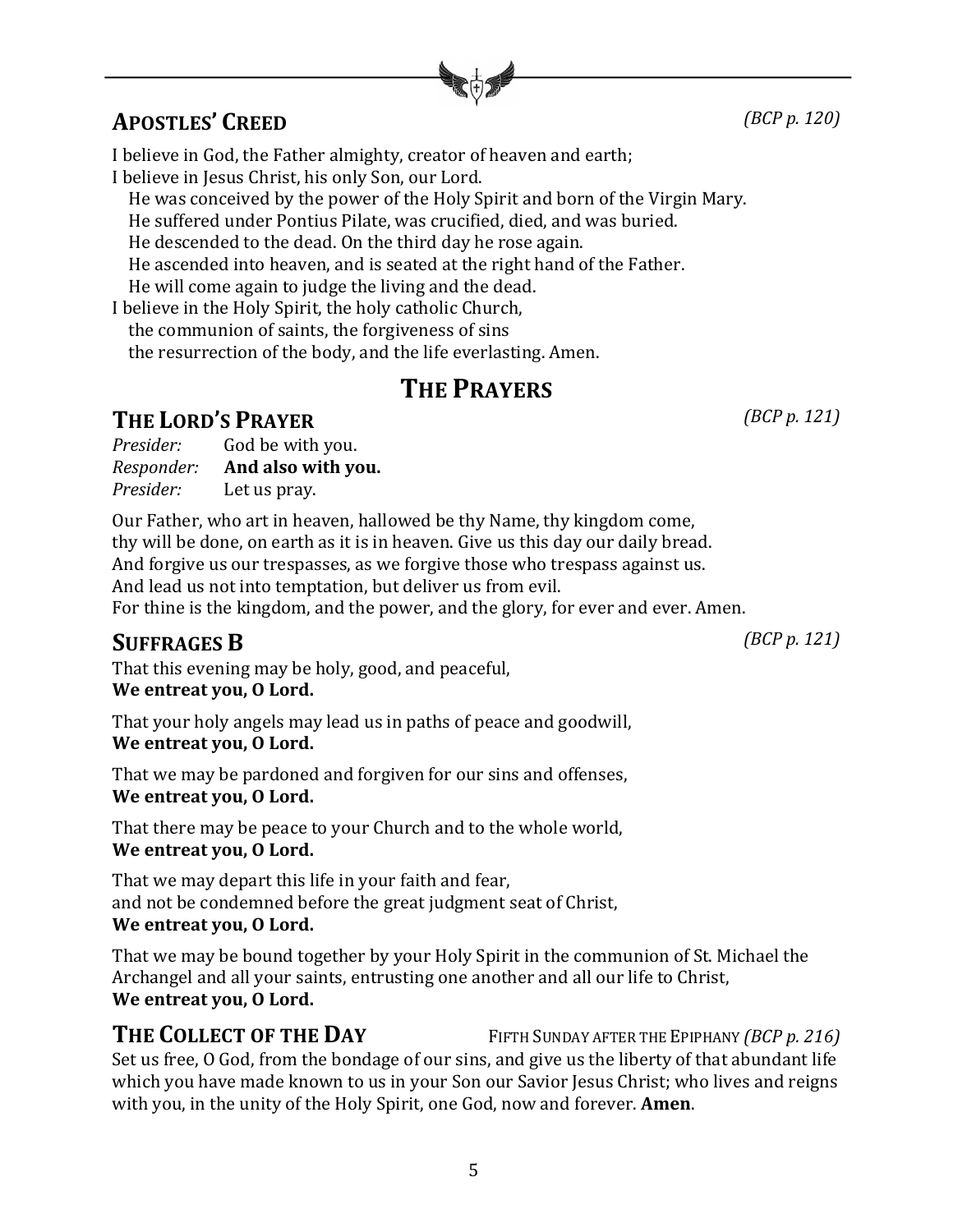## Apostles' Creed

*(BCP p. 120)*

I believe in God, the Father almighty, creator of heaven and earth;
I believe in Jesus Christ, his only Son, our Lord.
He was conceived by the power of the Holy Spirit and born of the Virgin Mary.
He suffered under Pontius Pilate, was crucified, died, and was buried.
He descended to the dead. On the third day he rose again.
He ascended into heaven, and is seated at the right hand of the Father.
He will come again to judge the living and the dead.
I believe in the Holy Spirit, the holy catholic Church,
the communion of saints, the forgiveness of sins
the resurrection of the body, and the life everlasting. Amen.

# The Prayers

## The Lord's Prayer

*(BCP p. 121)*

*Presider:* God be with you.
*Responder:* **And also with you.**
*Presider:* Let us pray.

Our Father, who art in heaven, hallowed be thy Name, thy kingdom come,
thy will be done, on earth as it is in heaven. Give us this day our daily bread.
And forgive us our trespasses, as we forgive those who trespass against us.
And lead us not into temptation, but deliver us from evil.
For thine is the kingdom, and the power, and the glory, for ever and ever. Amen.

## Suffrages B

*(BCP p. 121)*

That this evening may be holy, good, and peaceful,
**We entreat you, O Lord.**

That your holy angels may lead us in paths of peace and goodwill,
**We entreat you, O Lord.**

That we may be pardoned and forgiven for our sins and offenses,
**We entreat you, O Lord.**

That there may be peace to your Church and to the whole world,
**We entreat you, O Lord.**

That we may depart this life in your faith and fear,
and not be condemned before the great judgment seat of Christ,
**We entreat you, O Lord.**

That we may be bound together by your Holy Spirit in the communion of St. Michael the Archangel and all your saints, entrusting one another and all our life to Christ,
**We entreat you, O Lord.**

## The Collect of the Day

Fifth Sunday after the Epiphany *(BCP p. 216)*

Set us free, O God, from the bondage of our sins, and give us the liberty of that abundant life which you have made known to us in your Son our Savior Jesus Christ; who lives and reigns with you, in the unity of the Holy Spirit, one God, now and forever. **Amen**.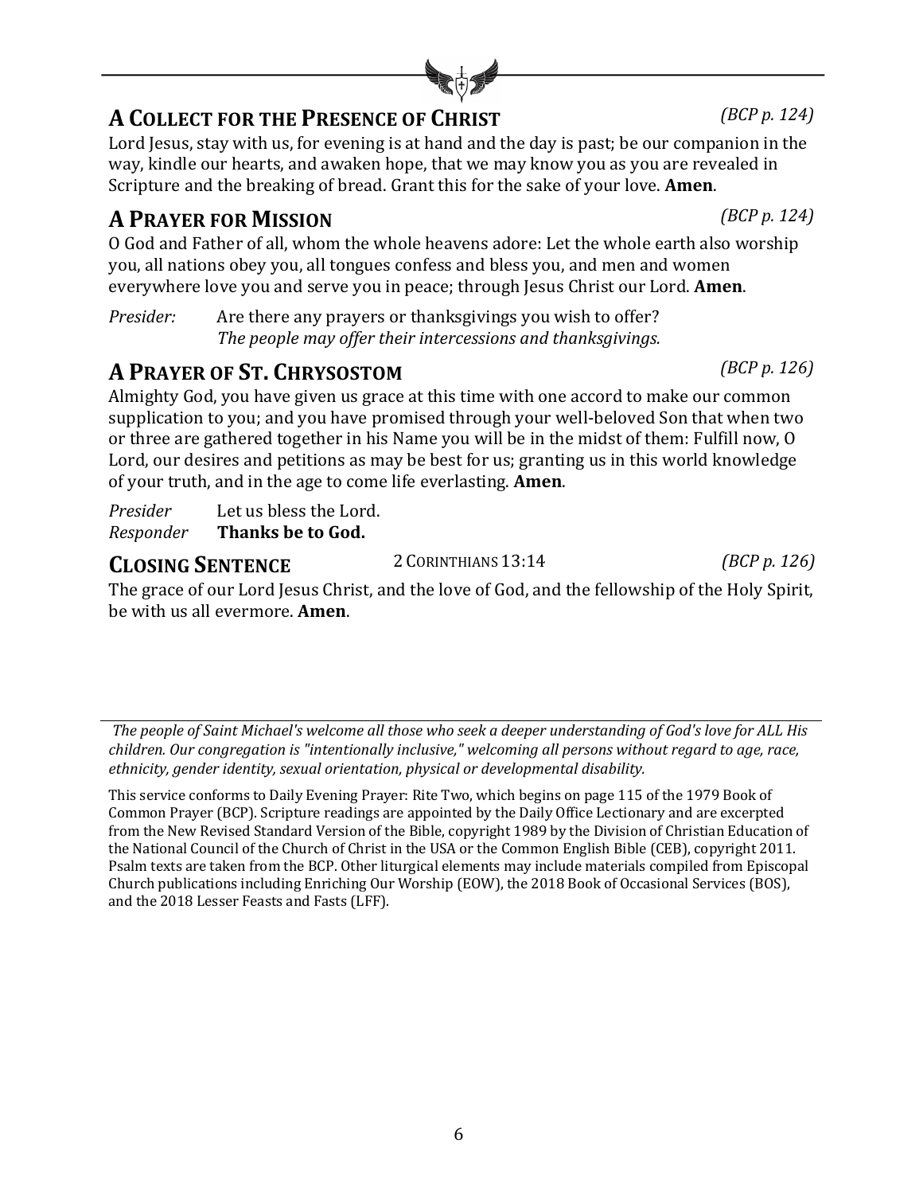## A Collect for the Presence of Christ *(BCP p. 124)*

Lord Jesus, stay with us, for evening is at hand and the day is past; be our companion in the way, kindle our hearts, and awaken hope, that we may know you as you are revealed in Scripture and the breaking of bread. Grant this for the sake of your love. **Amen**.

## A Prayer for Mission *(BCP p. 124)*

O God and Father of all, whom the whole heavens adore: Let the whole earth also worship you, all nations obey you, all tongues confess and bless you, and men and women everywhere love you and serve you in peace; through Jesus Christ our Lord. **Amen**.

*Presider:* Are there any prayers or thanksgivings you wish to offer?
*The people may offer their intercessions and thanksgivings.*

## A Prayer of St. Chrysostom *(BCP p. 126)*

Almighty God, you have given us grace at this time with one accord to make our common supplication to you; and you have promised through your well-beloved Son that when two or three are gathered together in his Name you will be in the midst of them: Fulfill now, O Lord, our desires and petitions as may be best for us; granting us in this world knowledge of your truth, and in the age to come life everlasting. **Amen**.

*Presider* Let us bless the Lord.
*Responder* **Thanks be to God.**

## Closing Sentence 2 Corinthians 13:14 *(BCP p. 126)*

The grace of our Lord Jesus Christ, and the love of God, and the fellowship of the Holy Spirit, be with us all evermore. **Amen**.

---

*The people of Saint Michael's welcome all those who seek a deeper understanding of God's love for ALL His children. Our congregation is "intentionally inclusive," welcoming all persons without regard to age, race, ethnicity, gender identity, sexual orientation, physical or developmental disability.*

This service conforms to Daily Evening Prayer: Rite Two, which begins on page 115 of the 1979 Book of Common Prayer (BCP). Scripture readings are appointed by the Daily Office Lectionary and are excerpted from the New Revised Standard Version of the Bible, copyright 1989 by the Division of Christian Education of the National Council of the Church of Christ in the USA or the Common English Bible (CEB), copyright 2011. Psalm texts are taken from the BCP. Other liturgical elements may include materials compiled from Episcopal Church publications including Enriching Our Worship (EOW), the 2018 Book of Occasional Services (BOS), and the 2018 Lesser Feasts and Fasts (LFF).